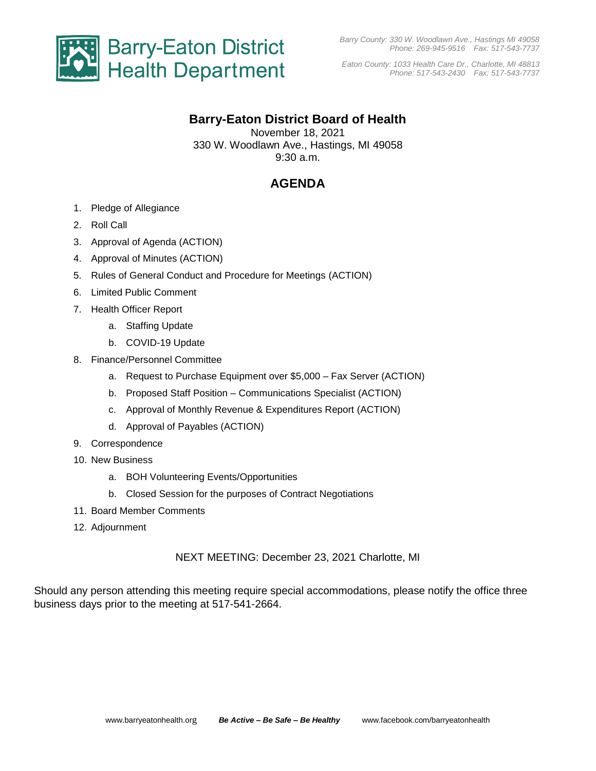Barry-Eaton District Health Department

*Barry County: 330 W. Woodlawn Ave., Hastings MI 49058*
*Phone: 269-945-9516 Fax: 517-543-7737*

*Eaton County: 1033 Health Care Dr., Charlotte, MI 48813*
*Phone: 517-543-2430 Fax: 517-543-7737*

# Barry-Eaton District Board of Health

November 18, 2021
330 W. Woodlawn Ave., Hastings, MI 49058
9:30 a.m.

## AGENDA

1. Pledge of Allegiance
2. Roll Call
3. Approval of Agenda (ACTION)
4. Approval of Minutes (ACTION)
5. Rules of General Conduct and Procedure for Meetings (ACTION)
6. Limited Public Comment
7. Health Officer Report
   a. Staffing Update
   b. COVID-19 Update
8. Finance/Personnel Committee
   a. Request to Purchase Equipment over $5,000 – Fax Server (ACTION)
   b. Proposed Staff Position – Communications Specialist (ACTION)
   c. Approval of Monthly Revenue & Expenditures Report (ACTION)
   d. Approval of Payables (ACTION)
9. Correspondence
10. New Business
    a. BOH Volunteering Events/Opportunities
    b. Closed Session for the purposes of Contract Negotiations
11. Board Member Comments
12. Adjournment

NEXT MEETING: December 23, 2021 Charlotte, MI

Should any person attending this meeting require special accommodations, please notify the office three business days prior to the meeting at 517-541-2664.

www.barryeatonhealth.org ***Be Active – Be Safe – Be Healthy*** www.facebook.com/barryeatonhealth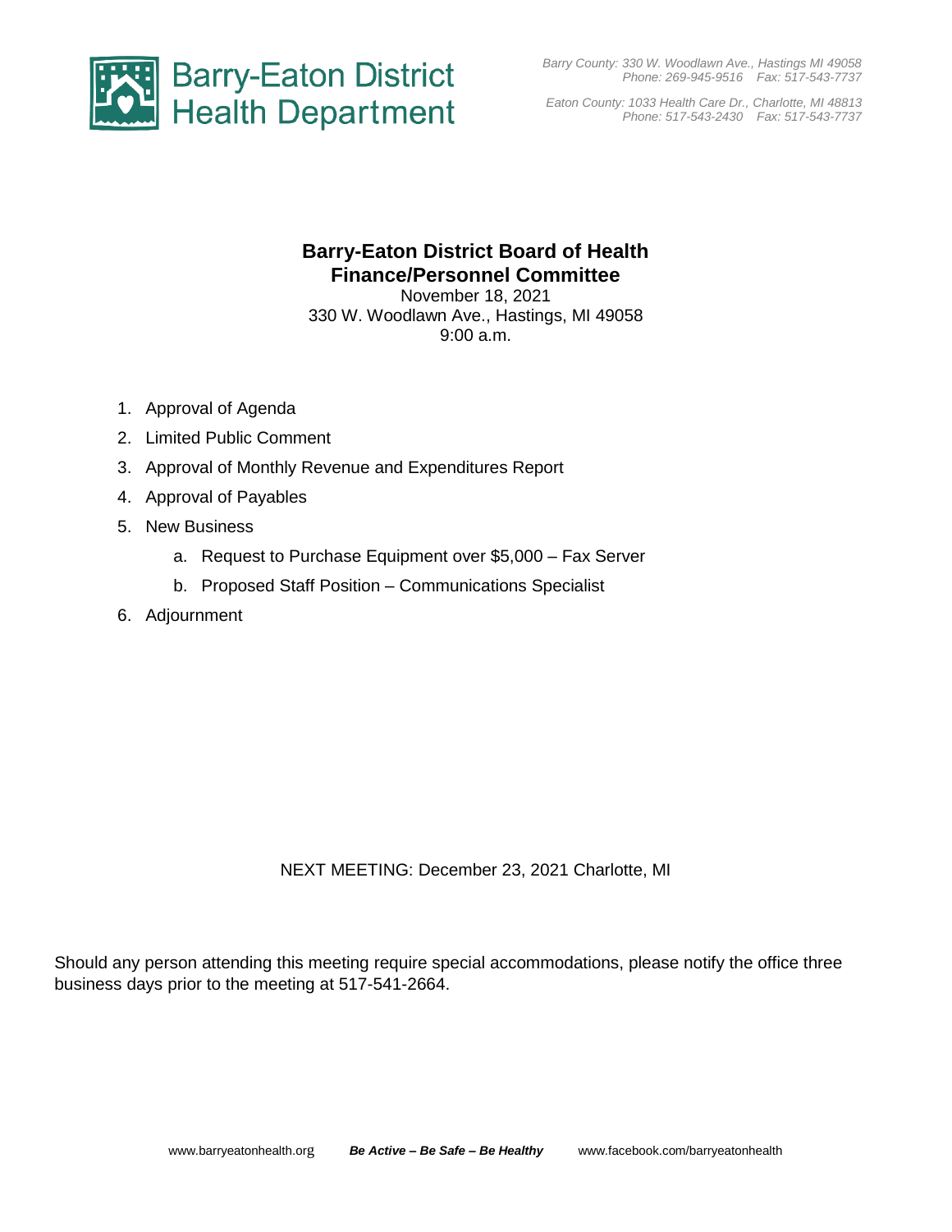Barry-Eaton District Health Department

*Barry County: 330 W. Woodlawn Ave., Hastings MI 49058*
*Phone: 269-945-9516 Fax: 517-543-7737*

*Eaton County: 1033 Health Care Dr., Charlotte, MI 48813*
*Phone: 517-543-2430 Fax: 517-543-7737*

# Barry-Eaton District Board of Health
## Finance/Personnel Committee

November 18, 2021
330 W. Woodlawn Ave., Hastings, MI 49058
9:00 a.m.

1. Approval of Agenda
2. Limited Public Comment
3. Approval of Monthly Revenue and Expenditures Report
4. Approval of Payables
5. New Business
   a. Request to Purchase Equipment over $5,000 – Fax Server
   b. Proposed Staff Position – Communications Specialist
6. Adjournment

NEXT MEETING: December 23, 2021 Charlotte, MI

Should any person attending this meeting require special accommodations, please notify the office three business days prior to the meeting at 517-541-2664.

www.barryeatonhealth.org ***Be Active – Be Safe – Be Healthy*** www.facebook.com/barryeatonhealth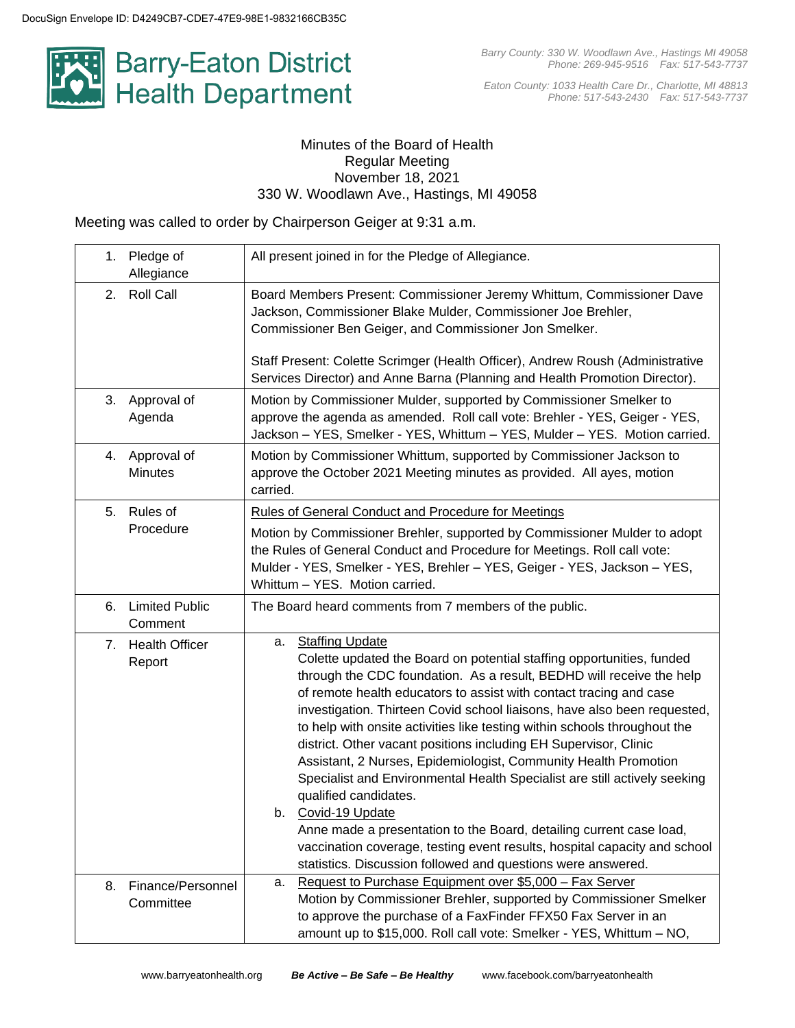DocuSign Envelope ID: D4249CB7-CDE7-47E9-98E1-9832166CB35C

# Barry-Eaton District Health Department

*Barry County: 330 W. Woodlawn Ave., Hastings MI 49058*
*Phone: 269-945-9516 Fax: 517-543-7737*

*Eaton County: 1033 Health Care Dr., Charlotte, MI 48813*
*Phone: 517-543-2430 Fax: 517-543-7737*

Minutes of the Board of Health
Regular Meeting
November 18, 2021
330 W. Woodlawn Ave., Hastings, MI 49058

Meeting was called to order by Chairperson Geiger at 9:31 a.m.

| | |
|---|---|
| 1. Pledge of Allegiance | All present joined in for the Pledge of Allegiance. |
| 2. Roll Call | Board Members Present: Commissioner Jeremy Whittum, Commissioner Dave Jackson, Commissioner Blake Mulder, Commissioner Joe Brehler, Commissioner Ben Geiger, and Commissioner Jon Smelker.<br><br>Staff Present: Colette Scrimger (Health Officer), Andrew Roush (Administrative Services Director) and Anne Barna (Planning and Health Promotion Director). |
| 3. Approval of Agenda | Motion by Commissioner Mulder, supported by Commissioner Smelker to approve the agenda as amended. Roll call vote: Brehler - YES, Geiger - YES, Jackson – YES, Smelker - YES, Whittum – YES, Mulder – YES. Motion carried. |
| 4. Approval of Minutes | Motion by Commissioner Whittum, supported by Commissioner Jackson to approve the October 2021 Meeting minutes as provided. All ayes, motion carried. |
| 5. Rules of Procedure | Rules of General Conduct and Procedure for Meetings<br>Motion by Commissioner Brehler, supported by Commissioner Mulder to adopt the Rules of General Conduct and Procedure for Meetings. Roll call vote: Mulder - YES, Smelker - YES, Brehler – YES, Geiger - YES, Jackson – YES, Whittum – YES. Motion carried. |
| 6. Limited Public Comment | The Board heard comments from 7 members of the public. |
| 7. Health Officer Report | a. Staffing Update<br>Colette updated the Board on potential staffing opportunities, funded through the CDC foundation. As a result, BEDHD will receive the help of remote health educators to assist with contact tracing and case investigation. Thirteen Covid school liaisons, have also been requested, to help with onsite activities like testing within schools throughout the district. Other vacant positions including EH Supervisor, Clinic Assistant, 2 Nurses, Epidemiologist, Community Health Promotion Specialist and Environmental Health Specialist are still actively seeking qualified candidates.<br>b. Covid-19 Update<br>Anne made a presentation to the Board, detailing current case load, vaccination coverage, testing event results, hospital capacity and school statistics. Discussion followed and questions were answered. |
| 8. Finance/Personnel Committee | a. Request to Purchase Equipment over $5,000 – Fax Server<br>Motion by Commissioner Brehler, supported by Commissioner Smelker to approve the purchase of a FaxFinder FFX50 Fax Server in an amount up to $15,000. Roll call vote: Smelker - YES, Whittum – NO, |

www.barryeatonhealth.org ***Be Active – Be Safe – Be Healthy*** www.facebook.com/barryeatonhealth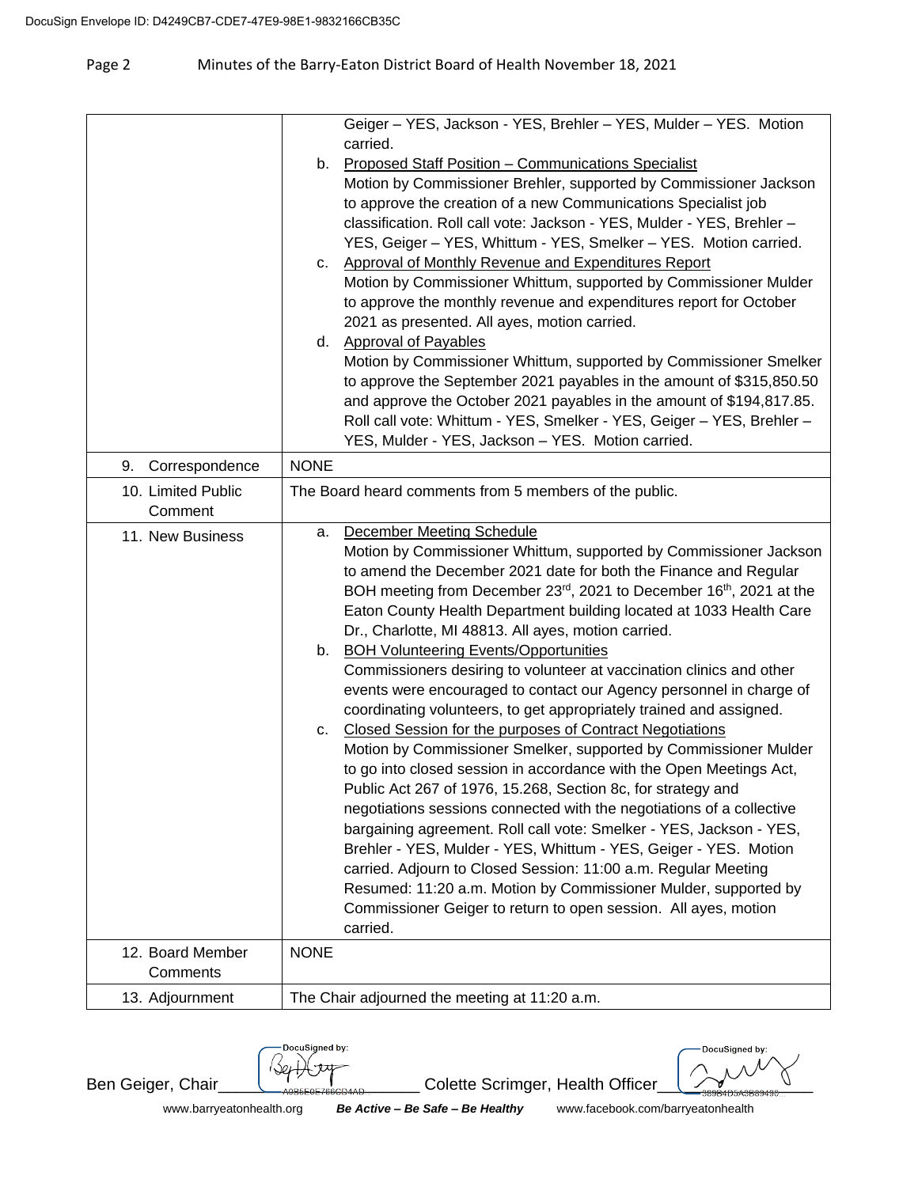| | |
|---|---|
| | Geiger – YES, Jackson - YES, Brehler – YES, Mulder – YES. Motion carried.<br>b. Proposed Staff Position – Communications Specialist<br>Motion by Commissioner Brehler, supported by Commissioner Jackson to approve the creation of a new Communications Specialist job classification. Roll call vote: Jackson - YES, Mulder - YES, Brehler – YES, Geiger – YES, Whittum - YES, Smelker – YES. Motion carried.<br>c. Approval of Monthly Revenue and Expenditures Report<br>Motion by Commissioner Whittum, supported by Commissioner Mulder to approve the monthly revenue and expenditures report for October 2021 as presented. All ayes, motion carried.<br>d. Approval of Payables<br>Motion by Commissioner Whittum, supported by Commissioner Smelker to approve the September 2021 payables in the amount of $315,850.50 and approve the October 2021 payables in the amount of $194,817.85. Roll call vote: Whittum - YES, Smelker - YES, Geiger – YES, Brehler – YES, Mulder - YES, Jackson – YES. Motion carried. |
| 9. Correspondence | NONE |
| 10. Limited Public Comment | The Board heard comments from 5 members of the public. |
| 11. New Business | a. December Meeting Schedule<br>Motion by Commissioner Whittum, supported by Commissioner Jackson to amend the December 2021 date for both the Finance and Regular BOH meeting from December 23rd, 2021 to December 16th, 2021 at the Eaton County Health Department building located at 1033 Health Care Dr., Charlotte, MI 48813. All ayes, motion carried.<br>b. BOH Volunteering Events/Opportunities<br>Commissioners desiring to volunteer at vaccination clinics and other events were encouraged to contact our Agency personnel in charge of coordinating volunteers, to get appropriately trained and assigned.<br>c. Closed Session for the purposes of Contract Negotiations<br>Motion by Commissioner Smelker, supported by Commissioner Mulder to go into closed session in accordance with the Open Meetings Act, Public Act 267 of 1976, 15.268, Section 8c, for strategy and negotiations sessions connected with the negotiations of a collective bargaining agreement. Roll call vote: Smelker - YES, Jackson - YES, Brehler - YES, Mulder - YES, Whittum - YES, Geiger - YES. Motion carried. Adjourn to Closed Session: 11:00 a.m. Regular Meeting Resumed: 11:20 a.m. Motion by Commissioner Mulder, supported by Commissioner Geiger to return to open session. All ayes, motion carried. |
| 12. Board Member Comments | NONE |
| 13. Adjournment | The Chair adjourned the meeting at 11:20 a.m. |

Ben Geiger, Chair ____________ Colette Scrimger, Health Officer ____________

www.barryeatonhealth.org *Be Active – Be Safe – Be Healthy* www.facebook.com/barryeatonhealth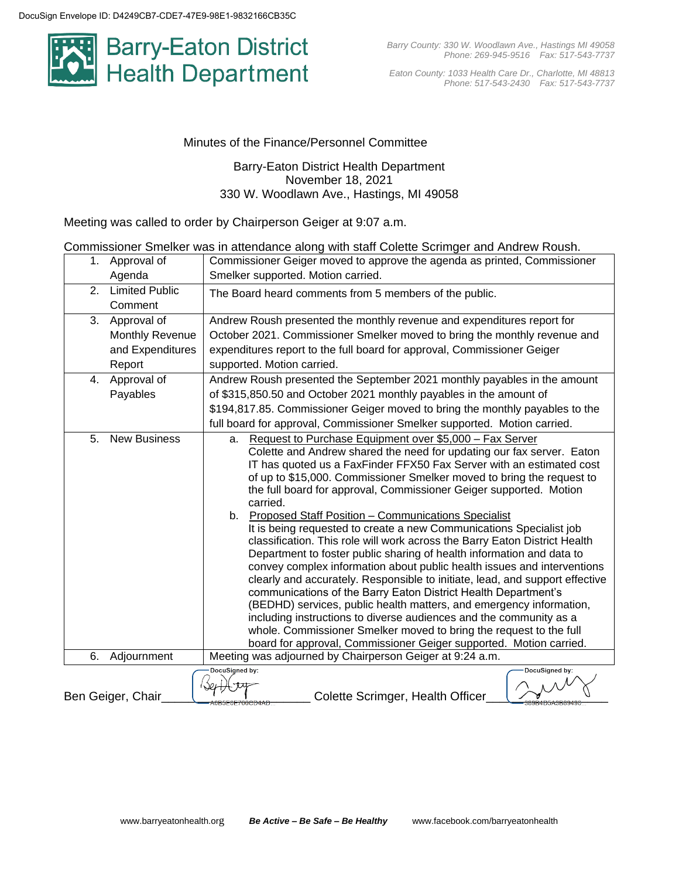DocuSign Envelope ID: D4249CB7-CDE7-47E9-98E1-9832166CB35C

# Barry-Eaton District Health Department

*Barry County: 330 W. Woodlawn Ave., Hastings MI 49058*
*Phone: 269-945-9516 Fax: 517-543-7737*

*Eaton County: 1033 Health Care Dr., Charlotte, MI 48813*
*Phone: 517-543-2430 Fax: 517-543-7737*

## Minutes of the Finance/Personnel Committee

Barry-Eaton District Health Department
November 18, 2021
330 W. Woodlawn Ave., Hastings, MI 49058

Meeting was called to order by Chairperson Geiger at 9:07 a.m.

Commissioner Smelker was in attendance along with staff Colette Scrimger and Andrew Roush.

| | |
|---|---|
| 1. Approval of Agenda | Commissioner Geiger moved to approve the agenda as printed, Commissioner Smelker supported. Motion carried. |
| 2. Limited Public Comment | The Board heard comments from 5 members of the public. |
| 3. Approval of Monthly Revenue and Expenditures Report | Andrew Roush presented the monthly revenue and expenditures report for October 2021. Commissioner Smelker moved to bring the monthly revenue and expenditures report to the full board for approval, Commissioner Geiger supported. Motion carried. |
| 4. Approval of Payables | Andrew Roush presented the September 2021 monthly payables in the amount of $315,850.50 and October 2021 monthly payables in the amount of $194,817.85. Commissioner Geiger moved to bring the monthly payables to the full board for approval, Commissioner Smelker supported. Motion carried. |
| 5. New Business | a. <u>Request to Purchase Equipment over $5,000 – Fax Server</u> Colette and Andrew shared the need for updating our fax server. Eaton IT has quoted us a FaxFinder FFX50 Fax Server with an estimated cost of up to $15,000. Commissioner Smelker moved to bring the request to the full board for approval, Commissioner Geiger supported. Motion carried. b. <u>Proposed Staff Position – Communications Specialist</u> It is being requested to create a new Communications Specialist job classification. This role will work across the Barry Eaton District Health Department to foster public sharing of health information and data to convey complex information about public health issues and interventions clearly and accurately. Responsible to initiate, lead, and support effective communications of the Barry Eaton District Health Department's (BEDHD) services, public health matters, and emergency information, including instructions to diverse audiences and the community as a whole. Commissioner Smelker moved to bring the request to the full board for approval, Commissioner Geiger supported. Motion carried. |
| 6. Adjournment | Meeting was adjourned by Chairperson Geiger at 9:24 a.m. |

Ben Geiger, Chair ____________ (DocuSigned by: A0B5E8E700CD4AD...) Colette Scrimger, Health Officer ____________ (DocuSigned by: 389B4D5A3B89430...)

www.barryeatonhealth.org *Be Active – Be Safe – Be Healthy* www.facebook.com/barryeatonhealth